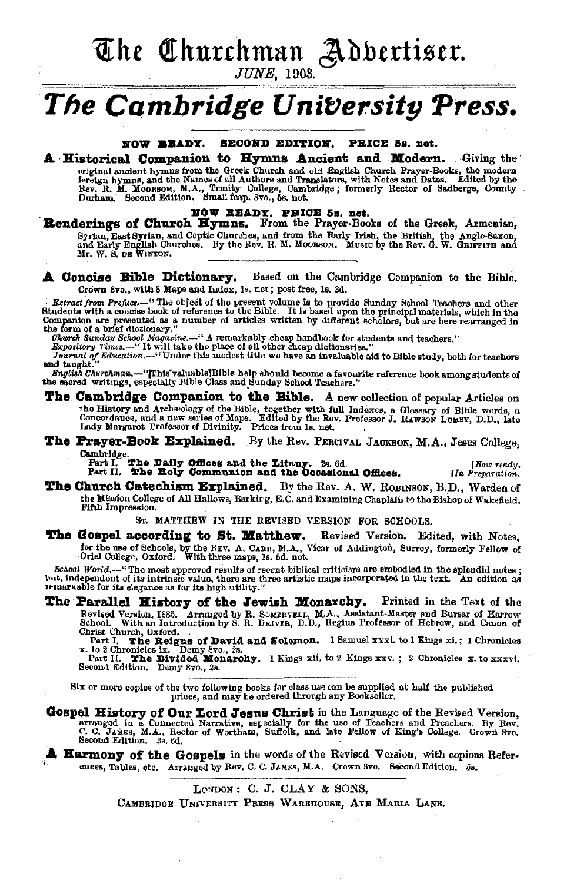# The Churchman Advertiser.

*JUNE*, 1903.

# *The Cambridge University Press.*

**NOW READY. SECOND EDITION. PRICE 5s. net.**

**A Historical Companion to Hymns Ancient and Modern.** Giving the original ancient hymns from the Greek Church and old English Church Prayer-Books, the modern foreign hymns, and the Names of all Authors and Translators, with Notes and Dates. Edited by the Rev. R. M. MOORSOM, M.A., Trinity College, Cambridge; formerly Rector of Sadberge, County Durham. Second Edition. Small fcap. 8vo., 5s. net.

**NOW READY. PRICE 5s. net.**

**Renderings of Church Hymns.** From the Prayer-Books of the Greek, Armenian, Syrian, East Syrian, and Coptic Churches, and from the Early Irish, the British, the Anglo-Saxon, and Early English Churches. By the Rev. R. M. MOORSOM. MUSIC by the Rev. G. W. GRIFFITH and Mr. W. S. DE WINTON.

---

**A Concise Bible Dictionary.** Based on the Cambridge Companion to the Bible. Crown 8vo., with 8 Maps and Index, 1s. net; post free, 1s. 3d.

*Extract from Preface.*—"The object of the present volume is to provide Sunday School Teachers and other Students with a concise book of reference to the Bible. It is based upon the principal materials, which in the Companion are presented as a number of articles written by different scholars, but are here rearranged in the form of a brief dictionary."

*Church Sunday School Magazine.*—"A remarkably cheap handbook for students and teachers."

*Expository Times.*—"It will take the place of all other cheap dictionaries."

*Journal of Education.*—"Under this modest title we have an invaluable aid to Bible study, both for teachers and taught."

*English Churchman.*—"This valuable Bible help should become a favourite reference book among students of the sacred writings, especially Bible Class and Sunday School Teachers."

**The Cambridge Companion to the Bible.** A new collection of popular Articles on the History and Archæology of the Bible, together with full Indexes, a Glossary of Bible words, a Concordance, and a new series of Maps. Edited by the Rev. Professor J. RAWSON LUMBY, D.D., late Lady Margaret Professor of Divinity. Prices from 1s. net.

**The Prayer-Book Explained.** By the Rev. PERCIVAL JACKSON, M.A., Jesus College, Cambridge.

Part I. **The Daily Offices and the Litany.** 2s. 6d. [*Now ready.*

Part II. **The Holy Communion and the Occasional Offices.** [*In Preparation.*

**The Church Catechism Explained.** By the Rev. A. W. ROBINSON, B.D., Warden of the Mission College of All Hallows, Barking, E.C. and Examining Chaplain to the Bishop of Wakefield. Fifth Impression.

ST. MATTHEW IN THE REVISED VERSION FOR SCHOOLS.

**The Gospel according to St. Matthew.** Revised Version. Edited, with Notes, for the use of Schools, by the REV. A. CARR, M.A., Vicar of Addington, Surrey, formerly Fellow of Oriel College, Oxford. With three maps, 1s. 6d. net.

*School World.*—"The most approved results of recent biblical criticism are embodied in the splendid notes; but, independent of its intrinsic value, there are three artistic maps incorporated in the text. An edition as remarkable for its elegance as for its high utility."

**The Parallel History of the Jewish Monarchy.** Printed in the Text of the Revised Version, 1885. Arranged by R. SOMERVELL, M.A., Assistant-Master and Bursar of Harrow School. With an Introduction by S. R. DRIVER, D.D., Regius Professor of Hebrew, and Canon of Christ Church, Oxford.

Part I. **The Reigns of David and Solomon.** 1 Samuel xxxi. to 1 Kings xi.; 1 Chronicles x. to 2 Chronicles ix. Demy 8vo., 2s.

Part II. **The Divided Monarchy.** 1 Kings xii. to 2 Kings xxv.; 2 Chronicles x. to xxxvi. Second Edition. Demy 8vo., 2s.

Six or more copies of the two following books for class use can be supplied at half the published prices, and may be ordered through any Bookseller.

**Gospel History of Our Lord Jesus Christ** in the Language of the Revised Version, arranged in a Connected Narrative, especially for the use of Teachers and Preachers. By Rev. C. C. JAMES, M.A., Rector of Wortham, Suffolk, and late Fellow of King's College. Crown 8vo. Second Edition. 3s. 6d.

**A Harmony of the Gospels** in the words of the Revised Version, with copious References, Tables, etc. Arranged by Rev. C. C. JAMES, M.A. Crown 8vo. Second Edition. 5s.

---

LONDON: C. J. CLAY & SONS,

CAMBRIDGE UNIVERSITY PRESS WAREHOUSE, AVE MARIA LANE.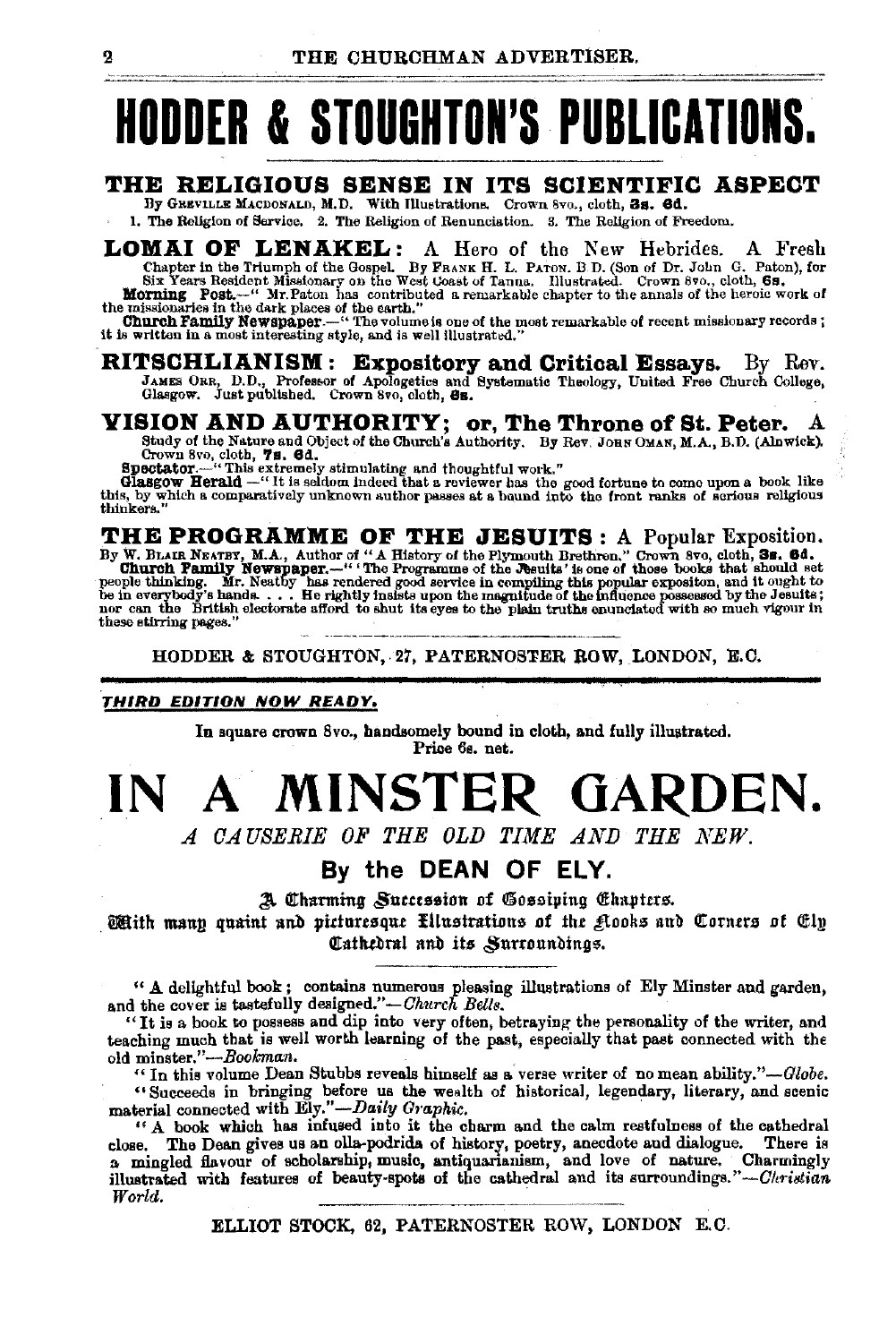# HODDER & STOUGHTON'S PUBLICATIONS.

## THE RELIGIOUS SENSE IN ITS SCIENTIFIC ASPECT

By GREVILLE MACDONALD, M.D. With Illustrations. Crown 8vo., cloth, **3s. 6d.**

1. The Religion of Service. 2. The Religion of Renunciation. 3. The Religion of Freedom.

## LOMAI OF LENAKEL: A Hero of the New Hebrides. A Fresh

Chapter in the Triumph of the Gospel. By FRANK H. L. PATON. B D. (Son of Dr. John G. Paton), for Six Years Resident Missionary on the West Coast of Tanna. Illustrated. Crown 8vo., cloth, **6s.**

**Morning Post.**—"Mr. Paton has contributed a remarkable chapter to the annals of the heroic work of the missionaries in the dark places of the earth."

**Church Family Newspaper.**—"The volume is one of the most remarkable of recent missionary records; it is written in a most interesting style, and is well illustrated."

## RITSCHLIANISM: Expository and Critical Essays. By Rev.

JAMES ORR, D.D., Professor of Apologetics and Systematic Theology, United Free Church College, Glasgow. Just published. Crown 8vo, cloth, **6s.**

## VISION AND AUTHORITY; or, The Throne of St. Peter. A

Study of the Nature and Object of the Church's Authority. By Rev. JOHN OMAN, M.A., B.D. (Alnwick). Crown 8vo, cloth, **7s. 6d.**

**Spectator.**—"This extremely stimulating and thoughtful work."

**Glasgow Herald**—"It is seldom indeed that a reviewer has the good fortune to come upon a book like this, by which a comparatively unknown author passes at a bound into the front ranks of serious religious thinkers."

## THE PROGRAMME OF THE JESUITS: A Popular Exposition.

By W. BLAIR NEATBY, M.A., Author of "A History of the Plymouth Brethren." Crown 8vo, cloth, **3s. 6d.**

**Church Family Newspaper.**—"'The Programme of the Jesuits' is one of those books that should set people thinking. Mr. Neatby has rendered good service in compiling this popular expositon, and it ought to be in everybody's hands. . . . He rightly insists upon the magnitude of the influence possessed by the Jesuits; nor can the British electorate afford to shut its eyes to the plain truths enunciated with so much vigour in these stirring pages."

HODDER & STOUGHTON, 27, PATERNOSTER ROW, LONDON, E.C.

---

***THIRD EDITION NOW READY.***

In square crown 8vo., handsomely bound in cloth, and fully illustrated.
Price 6s. net.

# IN A MINSTER GARDEN.

*A CAUSERIE OF THE OLD TIME AND THE NEW.*

## By the DEAN OF ELY.

A Charming Succession of Gossiping Chapters.

With many quaint and picturesque Illustrations of the Nooks and Corners of Ely Cathedral and its Surroundings.

"A delightful book; contains numerous pleasing illustrations of Ely Minster and garden, and the cover is tastefully designed."—*Church Bells.*

"It is a book to possess and dip into very often, betraying the personality of the writer, and teaching much that is well worth learning of the past, especially that past connected with the old minster."—*Bookman.*

"In this volume Dean Stubbs reveals himself as a verse writer of no mean ability."—*Globe.*

"Succeeds in bringing before us the wealth of historical, legendary, literary, and scenic material connected with Ely."—*Daily Graphic.*

"A book which has infused into it the charm and the calm restfulness of the cathedral close. The Dean gives us an olla-podrida of history, poetry, anecdote and dialogue. There is a mingled flavour of scholarship, music, antiquarianism, and love of nature. Charmingly illustrated with features of beauty-spots of the cathedral and its surroundings."—*Christian World.*

ELLIOT STOCK, 62, PATERNOSTER ROW, LONDON E.C.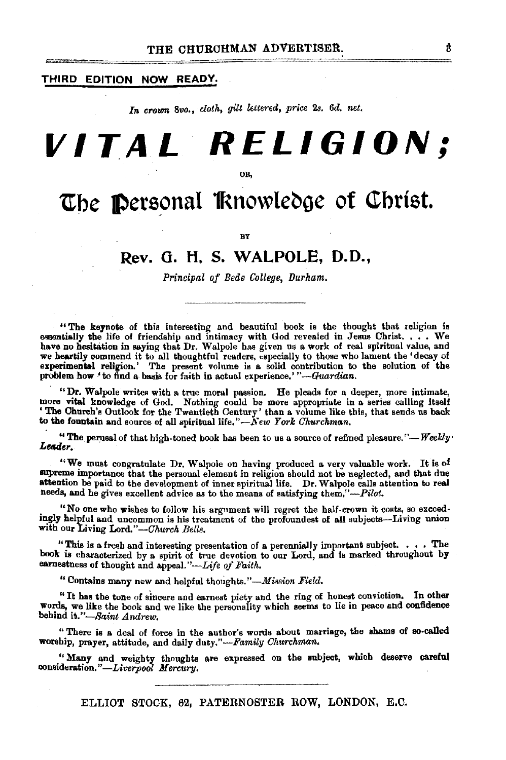**THIRD EDITION NOW READY.**

*In crown 8vo., cloth, gilt lettered, price 2s. 6d. net.*

# VITAL RELIGION;

OR,

## The Personal Knowledge of Christ.

BY

### Rev. G. H. S. WALPOLE, D.D.,

*Principal of Bede College, Durham.*

---

"The keynote of this interesting and beautiful book is the thought that religion is essentially the life of friendship and intimacy with God revealed in Jesus Christ. . . . We have no hesitation in saying that Dr. Walpole has given us a work of real spiritual value, and we heartily commend it to all thoughtful readers, especially to those who lament the 'decay of experimental religion.' The present volume is a solid contribution to the solution of the problem how 'to find a basis for faith in actual experience.'"—*Guardian.*

"Dr. Walpole writes with a true moral passion. He pleads for a deeper, more intimate, more vital knowledge of God. Nothing could be more appropriate in a series calling itself 'The Church's Outlook for the Twentieth Century' than a volume like this, that sends us back to the fountain and source of all spiritual life."—*New York Churchman.*

"The perusal of that high-toned book has been to us a source of refined pleasure."—*Weekly Leader.*

"We must congratulate Dr. Walpole on having produced a very valuable work. It is of supreme importance that the personal element in religion should not be neglected, and that due attention be paid to the development of inner spiritual life. Dr. Walpole calls attention to real needs, and he gives excellent advice as to the means of satisfying them."—*Pilot.*

"No one who wishes to follow his argument will regret the half-crown it costs, so exceedingly helpful and uncommon is his treatment of the profoundest of all subjects—Living union with our Living Lord."—*Church Bells.*

"This is a fresh and interesting presentation of a perennially important subject. . . . The book is characterized by a spirit of true devotion to our Lord, and is marked throughout by earnestness of thought and appeal."—*Life of Faith.*

"Contains many new and helpful thoughts."—*Mission Field.*

"It has the tone of sincere and earnest piety and the ring of honest conviction. In other words, we like the book and we like the personality which seems to lie in peace and confidence behind it."—*Saint Andrew.*

"There is a deal of force in the author's words about marriage, the shams of so-called worship, prayer, attitude, and daily duty."—*Family Churchman.*

"Many and weighty thoughts are expressed on the subject, which deserve careful consideration."—*Liverpool Mercury.*

---

ELLIOT STOCK, 62, PATERNOSTER ROW, LONDON, E.C.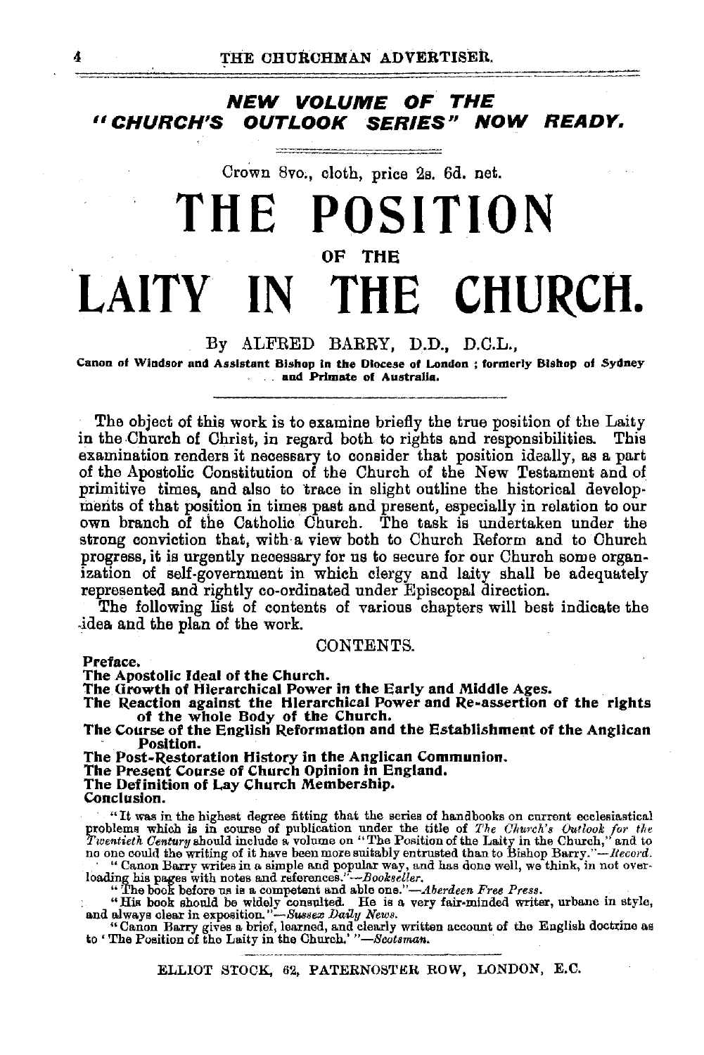## *NEW VOLUME OF THE "CHURCH'S OUTLOOK SERIES" NOW READY.*

Crown 8vo., cloth, price 2s. 6d. net.

# THE POSITION OF THE LAITY IN THE CHURCH.

By ALFRED BARRY, D.D., D.C.L.,

**Canon of Windsor and Assistant Bishop in the Diocese of London; formerly Bishop of Sydney and Primate of Australia.**

The object of this work is to examine briefly the true position of the Laity in the Church of Christ, in regard both to rights and responsibilities. This examination renders it necessary to consider that position ideally, as a part of the Apostolic Constitution of the Church of the New Testament and of primitive times, and also to trace in slight outline the historical developments of that position in times past and present, especially in relation to our own branch of the Catholic Church. The task is undertaken under the strong conviction that, with a view both to Church Reform and to Church progress, it is urgently necessary for us to secure for our Church some organization of self-government in which clergy and laity shall be adequately represented and rightly co-ordinated under Episcopal direction.

The following list of contents of various chapters will best indicate the idea and the plan of the work.

CONTENTS.

**Preface.**
**The Apostolic Ideal of the Church.**
**The Growth of Hierarchical Power in the Early and Middle Ages.**
**The Reaction against the Hierarchical Power and Re-assertion of the rights of the whole Body of the Church.**
**The Course of the English Reformation and the Establishment of the Anglican Position.**
**The Post-Restoration History in the Anglican Communion.**
**The Present Course of Church Opinion in England.**
**The Definition of Lay Church Membership.**
**Conclusion.**

"It was in the highest degree fitting that the series of handbooks on current ecclesiastical problems which is in course of publication under the title of *The Church's Outlook for the Twentieth Century* should include a volume on "The Position of the Laity in the Church," and to no one could the writing of it have been more suitably entrusted than to Bishop Barry."—*Record.*

"Canon Barry writes in a simple and popular way, and has done well, we think, in not overloading his pages with notes and references."—*Bookseller.*

"The book before us is a competent and able one."—*Aberdeen Free Press.*

"His book should be widely consulted. He is a very fair-minded writer, urbane in style, and always clear in exposition."—*Sussex Daily News.*

"Canon Barry gives a brief, learned, and clearly written account of the English doctrine as to 'The Position of the Laity in the Church.'"—*Scotsman.*

ELLIOT STOCK, 62, PATERNOSTER ROW, LONDON, E.C.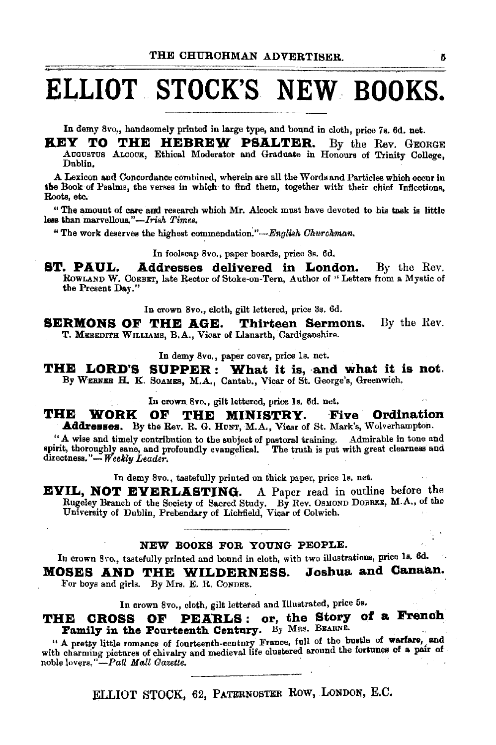# ELLIOT STOCK'S NEW BOOKS.

In demy 8vo., handsomely printed in large type, and bound in cloth, price 7s. 6d. net.

**KEY TO THE HEBREW PSALTER.** By the Rev. GEORGE AUGUSTUS ALCOCK, Ethical Moderator and Graduate in Honours of Trinity College, Dublin.

A Lexicon and Concordance combined, wherein are all the Words and Particles which occur in the Book of Psalms, the verses in which to find them, together with their chief Inflections, Roots, etc.

"The amount of care and research which Mr. Alcock must have devoted to his task is little less than marvellous."—*Irish Times.*

"The work deserves the highest commendation."—*English Churchman.*

In foolscap 8vo., paper boards, price 3s. 6d.

**ST. PAUL. Addresses delivered in London.** By the Rev. ROWLAND W. CORBET, late Rector of Stoke-on-Tern, Author of "Letters from a Mystic of the Present Day."

In crown 8vo., cloth, gilt lettered, price 3s. 6d.

**SERMONS OF THE AGE. Thirteen Sermons.** By the Rev. T. MEREDITH WILLIAMS, B.A., Vicar of Llanarth, Cardiganshire.

In demy 8vo., paper cover, price 1s. net.

**THE LORD'S SUPPER: What it is, and what it is not.** By WERNER H. K. SOAMES, M.A., Cantab., Vicar of St. George's, Greenwich.

In crown 8vo., gilt lettered, price 1s. 6d. net.

**THE WORK OF THE MINISTRY. Five Ordination Addresses.** By the Rev. R. G. HUNT, M.A., Vicar of St. Mark's, Wolverhampton.

"A wise and timely contribution to the subject of pastoral training. Admirable in tone and spirit, thoroughly sane, and profoundly evangelical. The truth is put with great clearness and directness."—*Weekly Leader.*

In demy 8vo., tastefully printed on thick paper, price 1s. net.

**EVIL, NOT EVERLASTING.** A Paper read in outline before the Rugeley Branch of the Society of Sacred Study. By Rev. OSMOND DOBREE, M.A., of the University of Dublin, Prebendary of Lichfield, Vicar of Colwich.

## NEW BOOKS FOR YOUNG PEOPLE.

In crown 8vo., tastefully printed and bound in cloth, with two illustrations, price 1s. 6d.

**MOSES AND THE WILDERNESS. Joshua and Canaan.** For boys and girls. By Mrs. E. R. CONDER.

In crown 8vo., cloth, gilt lettered and Illustrated, price 5s.

**THE CROSS OF PEARLS: or, the Story of a French Family in the Fourteenth Century.** By MRS. BEARNE.

"A pretty little romance of fourteenth-century France, full of the bustle of warfare, and with charming pictures of chivalry and medieval life clustered around the fortunes of a pair of noble lovers."—*Pall Mall Gazette.*

ELLIOT STOCK, 62, PATERNOSTER ROW, LONDON, E.C.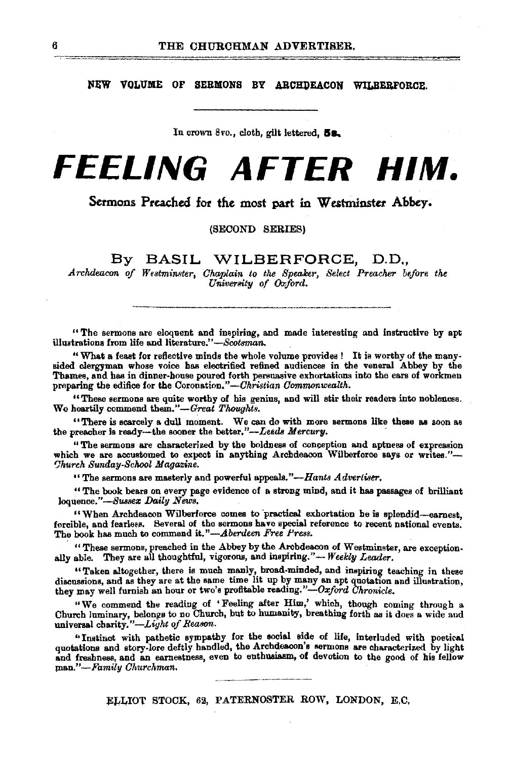## NEW VOLUME OF SERMONS BY ARCHDEACON WILBERFORCE.

In crown 8vo., cloth, gilt lettered, **5s.**

# *FEELING AFTER HIM.*

### Sermons Preached for the most part in Westminster Abbey.

(SECOND SERIES)

By BASIL WILBERFORCE, D.D.,

*Archdeacon of Westminster, Chaplain to the Speaker, Select Preacher before the University of Oxford.*

"The sermons are eloquent and inspiring, and made interesting and instructive by apt illustrations from life and literature."—*Scotsman.*

"What a feast for reflective minds the whole volume provides! It is worthy of the many-sided clergyman whose voice has electrified refined audiences in the veneral Abbey by the Thames, and has in dinner-house poured forth persuasive exhortations into the ears of workmen preparing the edifice for the Coronation."—*Christian Commonwealth.*

"These sermons are quite worthy of his genius, and will stir their readers into nobleness. We heartily commend them."—*Great Thoughts.*

"There is scarcely a dull moment. We can do with more sermons like these as soon as the preacher is ready—the sooner the better."—*Leeds Mercury.*

"The sermons are characterized by the boldness of conception and aptness of expression which we are accustomed to expect in anything Archdeacon Wilberforce says or writes."—*Church Sunday-School Magazine.*

"The sermons are masterly and powerful appeals."—*Hants Advertiser.*

"The book bears on every page evidence of a strong mind, and it has passages of brilliant loquence."—*Sussex Daily News.*

"When Archdeacon Wilberforce comes to practical exhortation he is splendid—earnest, forcible, and fearless. Several of the sermons have special reference to recent national events. The book has much to commend it."—*Aberdeen Free Press.*

"These sermons, preached in the Abbey by the Archdeacon of Westminster, are exceptionally able. They are all thoughtful, vigorous, and inspiring."—*Weekly Leader.*

"Taken altogether, there is much manly, broad-minded, and inspiring teaching in these discussions, and as they are at the same time lit up by many an apt quotation and illustration, they may well furnish an hour or two's profitable reading."—*Oxford Chronicle.*

"We commend the reading of 'Feeling after Him,' which, though coming through a Church luminary, belongs to no Church, but to humanity, breathing forth as it does a wide and universal charity."—*Light of Reason.*

"Instinct with pathetic sympathy for the social side of life, interluded with poetical quotations and story-lore deftly handled, the Archdeacon's sermons are characterized by light and freshness, and an earnestness, even to enthusiasm, of devotion to the good of his fellow man."—*Family Churchman.*

ELLIOT STOCK, 62, PATERNOSTER ROW, LONDON, E.C.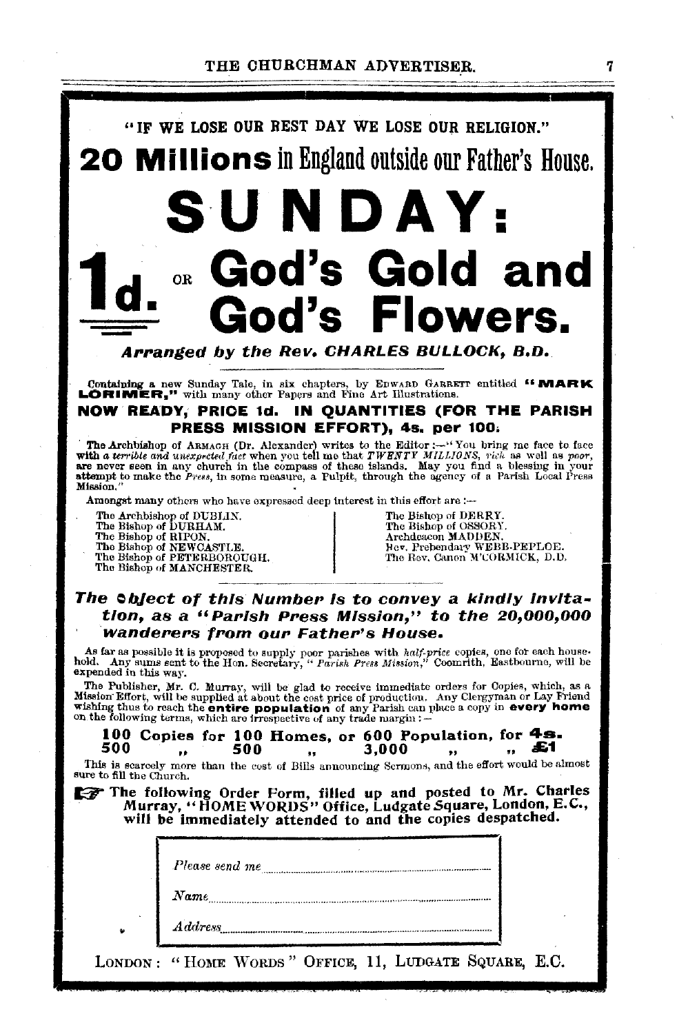"IF WE LOSE OUR BEST DAY WE LOSE OUR RELIGION."

# 20 Millions in England outside our Father's House.

# SUNDAY:

# 1d. OR God's Gold and God's Flowers.

***Arranged by the Rev. CHARLES BULLOCK, B.D.***

Containing a new Sunday Tale, in six chapters, by EDWARD GARRETT entitled "**MARK LORIMER,**" with many other Papers and Fine Art Illustrations.

**NOW READY, PRICE 1d. IN QUANTITIES (FOR THE PARISH PRESS MISSION EFFORT), 4s. per 100.**

The Archbishop of ARMAGH (Dr. Alexander) writes to the Editor:—"You bring me face to face with *a terrible and unexpected fact* when you tell me that *TWENTY MILLIONS, rich* as well as *poor*, are never seen in any church in the compass of these islands. May you find a blessing in your attempt to make the *Press*, in some measure, a Pulpit, through the agency of a Parish Local Press Mission."

Amongst many others who have expressed deep interest in this effort are:—

The Archbishop of DUBLIN.
The Bishop of DURHAM.
The Bishop of RIPON.
The Bishop of NEWCASTLE.
The Bishop of PETERBOROUGH.
The Bishop of MANCHESTER.
The Bishop of DERRY.
The Bishop of OSSORY.
Archdeacon MADDEN.
Rev. Prebendary WEBB-PEPLOE.
The Rev. Canon M'CORMICK, D.D.

***The Object of this Number is to convey a kindly invitation, as a "Parish Press Mission," to the 20,000,000 wanderers from our Father's House.***

As far as possible it is proposed to supply poor parishes with *half-price* copies, one for each household. Any sums sent to the Hon. Secretary, "*Parish Press Mission*," Coomrith, Eastbourne, will be expended in this way.

The Publisher, Mr. C. Murray, will be glad to receive immediate orders for Copies, which, as a Mission Effort, will be supplied at about the cost price of production. Any Clergyman or Lay Friend wishing thus to reach the **entire population** of any Parish can place a copy in **every home** on the following terms, which are irrespective of any trade margin:—

**100 Copies for 100 Homes, or 600 Population, for 4s.**
**500 " 500 " 3,000 " " £1**

This is scarcely more than the cost of Bills announcing Sermons, and the effort would be almost sure to fill the Church.

☞ **The following Order Form, filled up and posted to Mr. Charles Murray, "HOME WORDS" Office, Ludgate Square, London, E.C., will be immediately attended to and the copies despatched.**

*Please send me* ..............................

*Name* ..............................

*Address* ..............................

LONDON: "HOME WORDS" OFFICE, 11, LUDGATE SQUARE, E.C.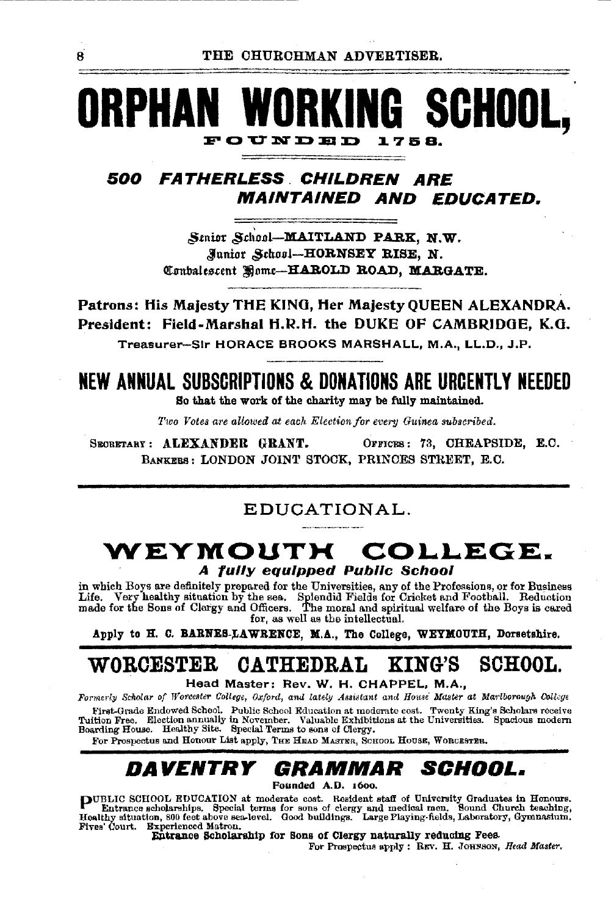# ORPHAN WORKING SCHOOL,

FOUNDED 1758.

## *500 FATHERLESS CHILDREN ARE MAINTAINED AND EDUCATED.*

Senior School—**MAITLAND PARK, N.W.**
Junior School—**HORNSEY RISE, N.**
Convalescent Home—**HAROLD ROAD, MARGATE.**

**Patrons: His Majesty THE KING, Her Majesty QUEEN ALEXANDRA.**
**President: Field-Marshal H.R.H. the DUKE OF CAMBRIDGE, K.G.**

Treasurer—Sir HORACE BROOKS MARSHALL, M.A., LL.D., J.P.

## NEW ANNUAL SUBSCRIPTIONS & DONATIONS ARE URGENTLY NEEDED

**So that the work of the charity may be fully maintained.**

*Two Votes are allowed at each Election for every Guinea subscribed.*

SECRETARY: **ALEXANDER GRANT.** OFFICES: 73, CHEAPSIDE, E.C.
BANKERS: LONDON JOINT STOCK, PRINCES STREET, E.C.

---

## EDUCATIONAL.

# WEYMOUTH COLLEGE.

***A fully equipped Public School***

in which Boys are definitely prepared for the Universities, any of the Professions, or for Business Life. Very healthy situation by the sea. Splendid Fields for Cricket and Football. Reduction made for the Sons of Clergy and Officers. The moral and spiritual welfare of the Boys is cared for, as well as the intellectual.

**Apply to H. C. BARNES-LAWRENCE, M.A., The College, WEYMOUTH, Dorsetshire.**

---

# WORCESTER CATHEDRAL KING'S SCHOOL.

**Head Master: Rev. W. H. CHAPPEL, M.A.,**

*Formerly Scholar of Worcester College, Oxford, and lately Assistant and House Master at Marlborough College*

First-Grade Endowed School. Public School Education at moderate cost. Twenty King's Scholars receive Tuition Free. Election annually in November. Valuable Exhibitions at the Universities. Spacious modern Boarding House. Healthy Site. Special Terms to sons of Clergy.

For Prospectus and Honour List apply, THE HEAD MASTER, SCHOOL HOUSE, WORCESTER.

---

# *DAVENTRY GRAMMAR SCHOOL.*

**Founded A.D. 1600.**

PUBLIC SCHOOL EDUCATION at moderate cost. Resident staff of University Graduates in Honours. Entrance scholarships. Special terms for sons of clergy and medical men. Sound Church teaching, Healthy situation, 800 feet above sea-level. Good buildings. Large Playing-fields, Laboratory, Gymnasium, Fives' Court. Experienced Matron.

**Entrance Scholarship for Sons of Clergy naturally reducing Fees.**

For Prospectus apply: REV. H. JOHNSON, *Head Master.*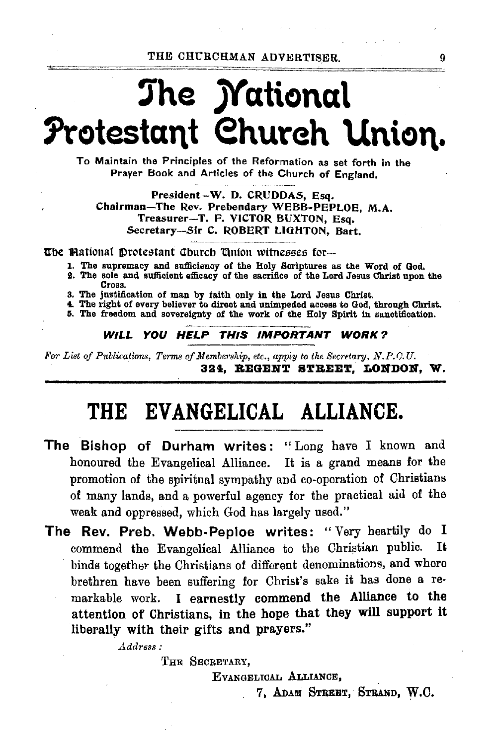# The National Protestant Church Union.

To Maintain the Principles of the Reformation as set forth in the Prayer Book and Articles of the Church of England.

President—W. D. CRUDDAS, Esq.
Chairman—The Rev. Prebendary WEBB-PEPLOE, M.A.
Treasurer—T. F. VICTOR BUXTON, Esq.
Secretary—Sir C. ROBERT LIGHTON, Bart.

The National Protestant Church Union witnesses for—

1. The supremacy and sufficiency of the Holy Scriptures as the Word of God.
2. The sole and sufficient efficacy of the sacrifice of the Lord Jesus Christ upon the Cross.
3. The justification of man by faith only in the Lord Jesus Christ.
4. The right of every believer to direct and unimpeded access to God, through Christ.
5. The freedom and sovereignty of the work of the Holy Spirit in sanctification.

***WILL YOU HELP THIS IMPORTANT WORK?***

*For List of Publications, Terms of Membership, etc., apply to the Secretary, N.P.C.U.*
**324, REGENT STREET, LONDON, W.**

---

# THE EVANGELICAL ALLIANCE.

**The Bishop of Durham writes:** "Long have I known and honoured the Evangelical Alliance. It is a grand means for the promotion of the spiritual sympathy and co-operation of Christians of many lands, and a powerful agency for the practical aid of the weak and oppressed, which God has largely used."

**The Rev. Preb. Webb-Peploe writes:** "Very heartily do I commend the Evangelical Alliance to the Christian public. It binds together the Christians of different denominations, and where brethren have been suffering for Christ's sake it has done a remarkable work. **I earnestly commend the Alliance to the attention of Christians, in the hope that they will support it liberally with their gifts and prayers.**"

*Address:*

THE SECRETARY,
EVANGELICAL ALLIANCE,
7, ADAM STREET, STRAND, W.C.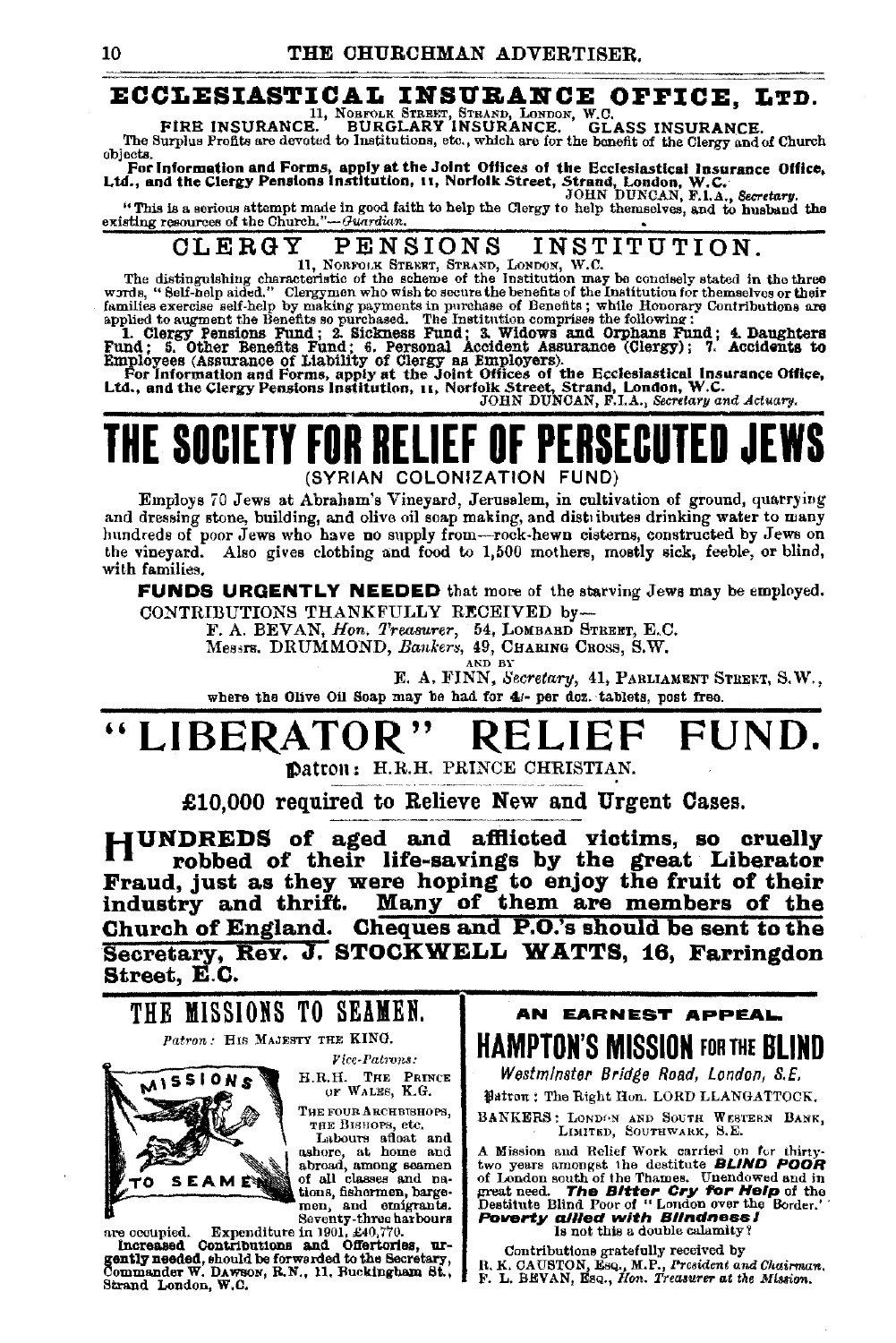## ECCLESIASTICAL INSURANCE OFFICE, LTD.

11, Norfolk Street, Strand, London, W.C.

FIRE INSURANCE. BURGLARY INSURANCE. GLASS INSURANCE.

The Surplus Profits are devoted to Institutions, etc., which are for the benefit of the Clergy and of Church objects.

**For Information and Forms, apply at the Joint Offices of the Ecclesiastical Insurance Office, Ltd., and the Clergy Pensions Institution, 11, Norfolk Street, Strand, London, W.C.**

JOHN DUNCAN, F.I.A., *Secretary.*

"This is a serious attempt made in good faith to help the Clergy to help themselves, and to husband the existing resources of the Church."—*Guardian.*

## CLERGY PENSIONS INSTITUTION.

11, Norfolk Street, Strand, London, W.C.

The distinguishing characteristic of the scheme of the Institution may be concisely stated in the three words, "Self-help aided." Clergymen who wish to secure the benefits of the Institution for themselves or their families exercise self-help by making payments in purchase of Benefits; while Honorary Contributions are applied to augment the Benefits so purchased. The Institution comprises the following:

**1. Clergy Pensions Fund; 2. Sickness Fund; 3. Widows and Orphans Fund; 4. Daughters Fund; 5. Other Benefits Fund; 6. Personal Accident Assurance (Clergy); 7. Accidents to Employees (Assurance of Liability of Clergy as Employers).**

**For Information and Forms, apply at the Joint Offices of the Ecclesiastical Insurance Office, Ltd., and the Clergy Pensions Institution, 11, Norfolk Street, Strand, London, W.C.**

JOHN DUNCAN, F.I.A., *Secretary and Actuary.*

# THE SOCIETY FOR RELIEF OF PERSECUTED JEWS

(SYRIAN COLONIZATION FUND)

Employs 70 Jews at Abraham's Vineyard, Jerusalem, in cultivation of ground, quarrying and dressing stone, building, and olive oil soap making, and distributes drinking water to many hundreds of poor Jews who have no supply from—rock-hewn cisterns, constructed by Jews on the vineyard. Also gives clothing and food to 1,500 mothers, mostly sick, feeble, or blind, with families.

**FUNDS URGENTLY NEEDED** that more of the starving Jews may be employed.

CONTRIBUTIONS THANKFULLY RECEIVED by—

F. A. BEVAN, *Hon. Treasurer,* 54, Lombard Street, E.C.

Messrs. DRUMMOND, *Bankers,* 49, Charing Cross, S.W.

and by

E. A. FINN, *Secretary,* 41, Parliament Street, S.W.,

where the Olive Oil Soap may be had for 4/- per doz. tablets, post free.

# "LIBERATOR" RELIEF FUND.

Patron: H.R.H. PRINCE CHRISTIAN.

**£10,000 required to Relieve New and Urgent Cases.**

**HUNDREDS of aged and afflicted victims, so cruelly robbed of their life-savings by the great Liberator Fraud, just as they were hoping to enjoy the fruit of their industry and thrift. Many of them are members of the Church of England. Cheques and P.O.'s should be sent to the Secretary, Rev. J. STOCKWELL WATTS, 16, Farringdon Street, E.C.**

## THE MISSIONS TO SEAMEN.

*Patron:* His Majesty the King.

*Vice-Patrons:*

H.R.H. The Prince of Wales, K.G.

The Four Archbishops, the Bishops, etc.

Labours afloat and ashore, at home and abroad, among seamen of all classes and nations, fishermen, bargemen, and emigrants. Seventy-three harbours are occupied. Expenditure in 1901, £40,770.

**Increased Contributions and Offertories, urgently needed,** should be forwarded to the Secretary, Commander W. Dawson, R.N., 11, Buckingham St., Strand London, W.C.

**AN EARNEST APPEAL.**

## HAMPTON'S MISSION FOR THE BLIND

*Westminster Bridge Road, London, S.E.*

Patron: The Right Hon. LORD LLANGATTOCK.

BANKERS: London and South Western Bank, Limited, Southwark, S.E.

A Mission and Relief Work carried on for thirty-two years amongst the destitute ***BLIND POOR*** of London south of the Thames. Unendowed and in great need. ***The Bitter Cry for Help*** of the Destitute Blind Poor of "London over the Border." ***Poverty allied with Blindness!*** Is not this a double calamity?

Contributions gratefully received by

R. K. CAUSTON, Esq., M.P., *President and Chairman.*

F. L. BEVAN, Esq., *Hon. Treasurer at the Mission.*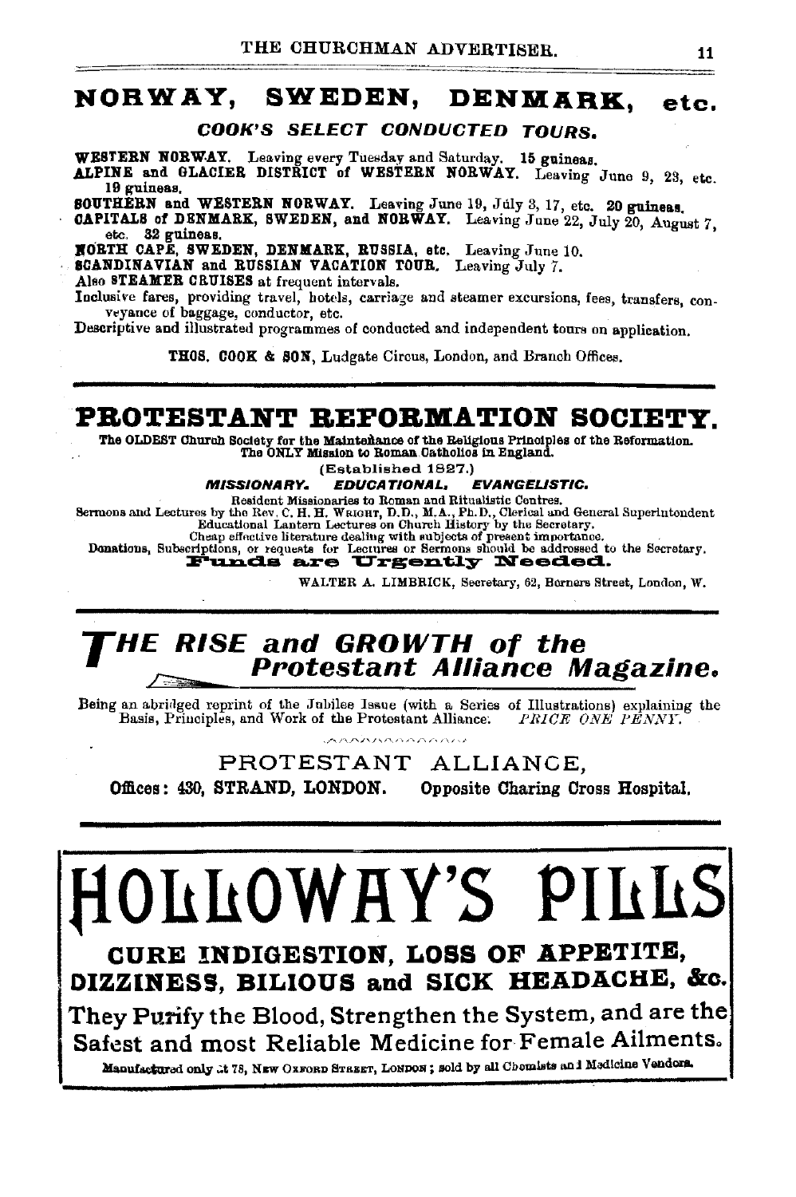## NORWAY, SWEDEN, DENMARK, etc.

### *COOK'S SELECT CONDUCTED TOURS.*

**WESTERN NORWAY.** Leaving every Tuesday and Saturday. **15 guineas.**
**ALPINE and GLACIER DISTRICT of WESTERN NORWAY.** Leaving June 9, 23, etc. **19 guineas.**
**SOUTHERN and WESTERN NORWAY.** Leaving June 19, July 3, 17, etc. **20 guineas.**
**CAPITALS of DENMARK, SWEDEN, and NORWAY.** Leaving June 22, July 20, August 7, etc. **32 guineas.**
**NORTH CAPE, SWEDEN, DENMARK, RUSSIA, etc.** Leaving June 10.
**SCANDINAVIAN and RUSSIAN VACATION TOUR.** Leaving July 7.
Also **STEAMER CRUISES** at frequent intervals.
Inclusive fares, providing travel, hotels, carriage and steamer excursions, fees, transfers, conveyance of baggage, conductor, etc.
Descriptive and illustrated programmes of conducted and independent tours on application.

**THOS. COOK & SON**, Ludgate Circus, London, and Branch Offices.

---

## PROTESTANT REFORMATION SOCIETY.

**The OLDEST Church Society for the Maintenance of the Religious Principles of the Reformation. The ONLY Mission to Roman Catholics in England.**

(Established 1827.)

***MISSIONARY. EDUCATIONAL. EVANGELISTIC.***

Resident Missionaries to Roman and Ritualistic Centres.
Sermons and Lectures by the Rev. C. H. H. Wright, D.D., M.A., Ph.D., Clerical and General Superintendent
Educational Lantern Lectures on Church History by the Secretary.
Cheap effective literature dealing with subjects of present importance.
Donations, Subscriptions, or requests for Lectures or Sermons should be addressed to the Secretary.

**Funds are Urgently Needed.**

WALTER A. LIMBRICK, Secretary, 62, Berners Street, London, W.

---

## *THE RISE and GROWTH of the Protestant Alliance Magazine.*

Being an abridged reprint of the Jubilee Issue (with a Series of Illustrations) explaining the Basis, Principles, and Work of the Protestant Alliance. *PRICE ONE PENNY.*

PROTESTANT ALLIANCE,

**Offices: 430, STRAND, LONDON. Opposite Charing Cross Hospital.**

---

# HOLLOWAY'S PILLS

**CURE INDIGESTION, LOSS OF APPETITE, DIZZINESS, BILIOUS and SICK HEADACHE, &c.**

They Purify the Blood, Strengthen the System, and are the Safest and most Reliable Medicine for Female Ailments.

Manufactured only at 78, New Oxford Street, London; sold by all Chemists and Medicine Vendors.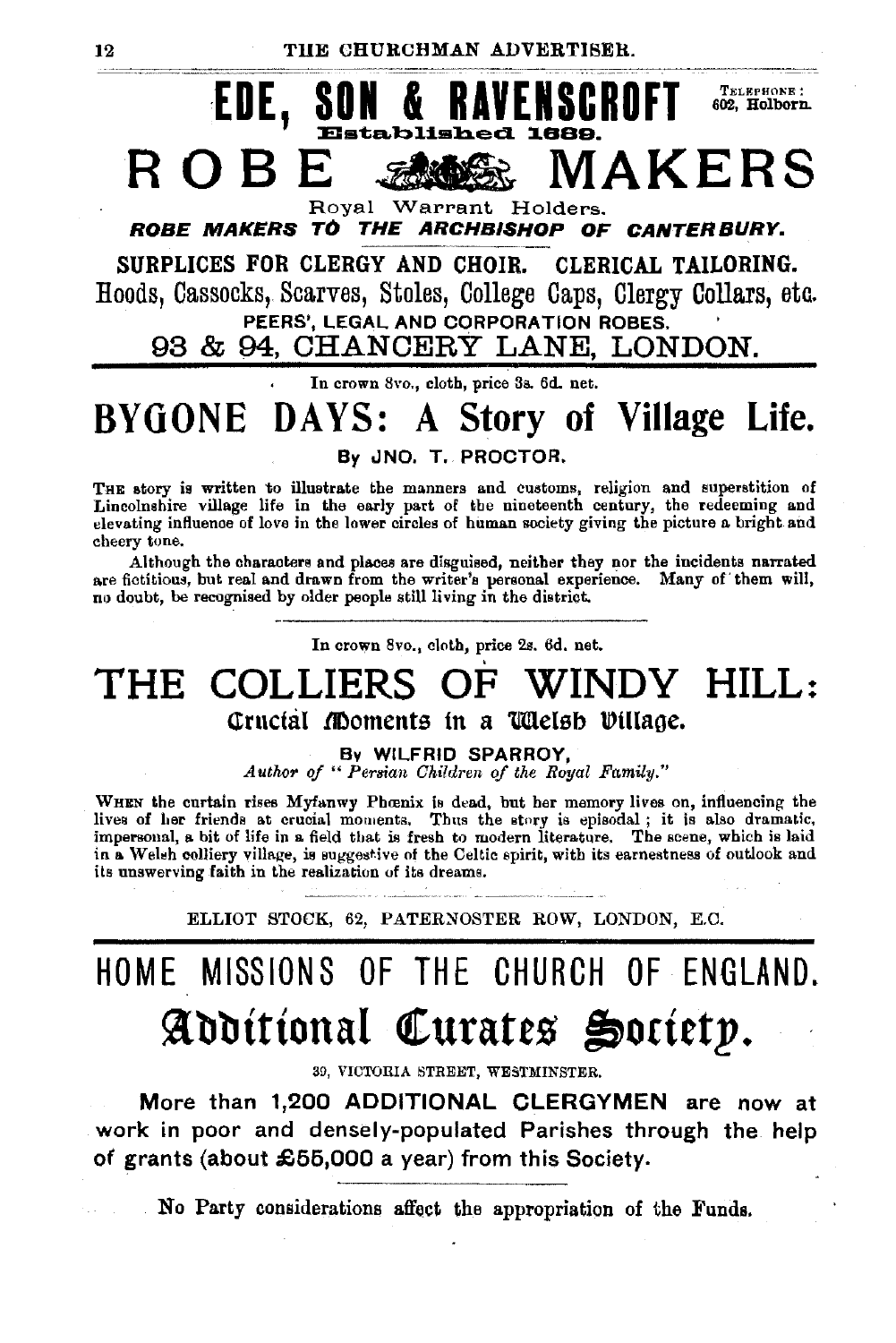# EDE, SON & RAVENSCROFT

TELEPHONE: 602, Holborn.

Established 1689.

## ROBE MAKERS

Royal Warrant Holders.

***ROBE MAKERS TO THE ARCHBISHOP OF CANTERBURY.***

SURPLICES FOR CLERGY AND CHOIR. CLERICAL TAILORING.

Hoods, Cassocks, Scarves, Stoles, College Caps, Clergy Collars, etc.

PEERS', LEGAL AND CORPORATION ROBES.

93 & 94, CHANCERY LANE, LONDON.

---

In crown 8vo., cloth, price 3s. 6d. net.

## BYGONE DAYS: A Story of Village Life.

By JNO. T. PROCTOR.

THE story is written to illustrate the manners and customs, religion and superstition of Lincolnshire village life in the early part of the nineteenth century, the redeeming and elevating influence of love in the lower circles of human society giving the picture a bright and cheery tone.

Although the characters and places are disguised, neither they nor the incidents narrated are fictitious, but real and drawn from the writer's personal experience. Many of them will, no doubt, be recognised by older people still living in the district.

---

In crown 8vo., cloth, price 2s. 6d. net.

## THE COLLIERS OF WINDY HILL:

### Crucial Moments in a Welsh Village.

By WILFRID SPARROY,

*Author of "Persian Children of the Royal Family."*

WHEN the curtain rises Myfanwy Phœnix is dead, but her memory lives on, influencing the lives of her friends at crucial moments. Thus the story is episodal; it is also dramatic, impersonal, a bit of life in a field that is fresh to modern literature. The scene, which is laid in a Welsh colliery village, is suggestive of the Celtic spirit, with its earnestness of outlook and its unswerving faith in the realization of its dreams.

---

ELLIOT STOCK, 62, PATERNOSTER ROW, LONDON, E.C.

---

# HOME MISSIONS OF THE CHURCH OF ENGLAND.

## Additional Curates Society.

39, VICTORIA STREET, WESTMINSTER.

**More than 1,200 ADDITIONAL CLERGYMEN are now at work in poor and densely-populated Parishes through the help of grants (about £55,000 a year) from this Society.**

No Party considerations affect the appropriation of the Funds.